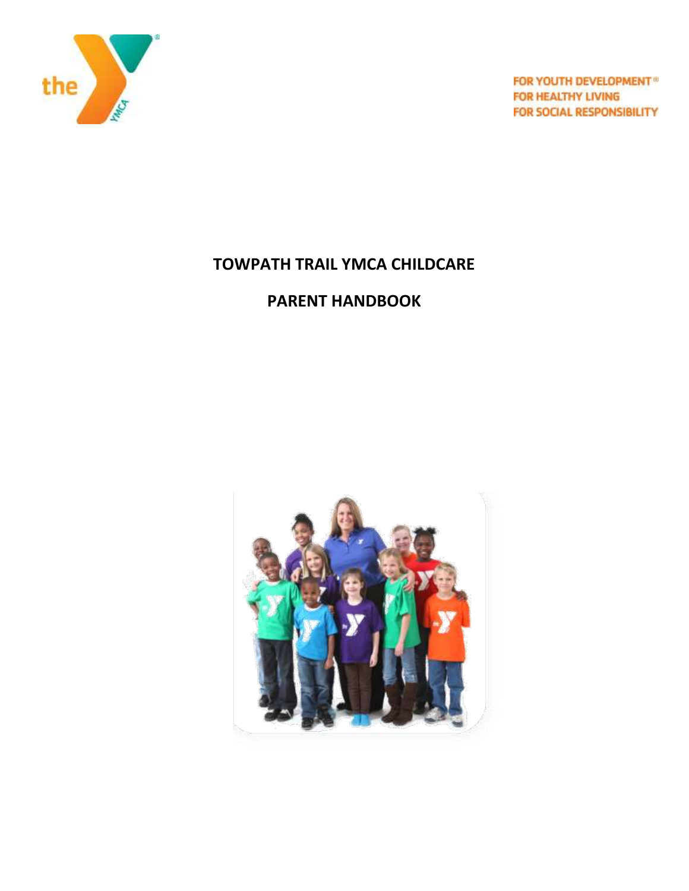FOR YOUTH DEVELOPMENT®
FOR HEALTHY LIVING
FOR SOCIAL RESPONSIBILITY

# TOWPATH TRAIL YMCA CHILDCARE

# PARENT HANDBOOK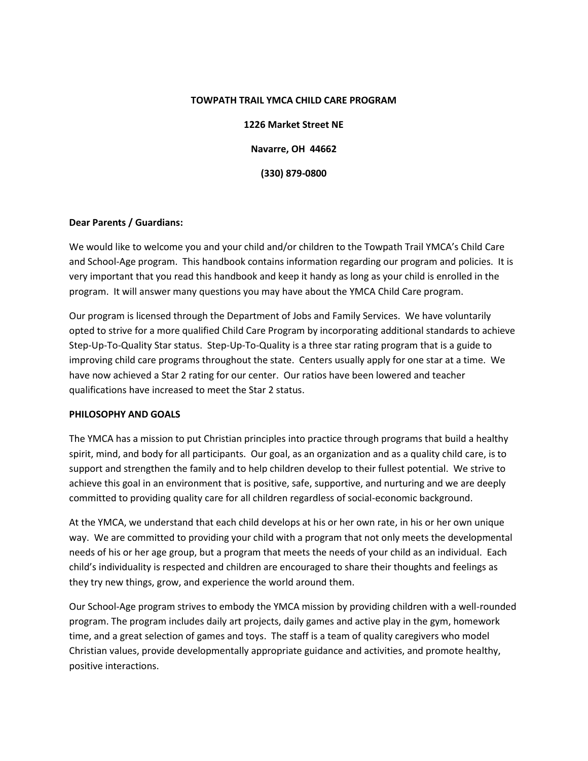**TOWPATH TRAIL YMCA CHILD CARE PROGRAM**

**1226 Market Street NE**

**Navarre, OH 44662**

**(330) 879-0800**

**Dear Parents / Guardians:**

We would like to welcome you and your child and/or children to the Towpath Trail YMCA's Child Care and School-Age program. This handbook contains information regarding our program and policies. It is very important that you read this handbook and keep it handy as long as your child is enrolled in the program. It will answer many questions you may have about the YMCA Child Care program.

Our program is licensed through the Department of Jobs and Family Services. We have voluntarily opted to strive for a more qualified Child Care Program by incorporating additional standards to achieve Step-Up-To-Quality Star status. Step-Up-To-Quality is a three star rating program that is a guide to improving child care programs throughout the state. Centers usually apply for one star at a time. We have now achieved a Star 2 rating for our center. Our ratios have been lowered and teacher qualifications have increased to meet the Star 2 status.

**PHILOSOPHY AND GOALS**

The YMCA has a mission to put Christian principles into practice through programs that build a healthy spirit, mind, and body for all participants. Our goal, as an organization and as a quality child care, is to support and strengthen the family and to help children develop to their fullest potential. We strive to achieve this goal in an environment that is positive, safe, supportive, and nurturing and we are deeply committed to providing quality care for all children regardless of social-economic background.

At the YMCA, we understand that each child develops at his or her own rate, in his or her own unique way. We are committed to providing your child with a program that not only meets the developmental needs of his or her age group, but a program that meets the needs of your child as an individual. Each child's individuality is respected and children are encouraged to share their thoughts and feelings as they try new things, grow, and experience the world around them.

Our School-Age program strives to embody the YMCA mission by providing children with a well-rounded program. The program includes daily art projects, daily games and active play in the gym, homework time, and a great selection of games and toys. The staff is a team of quality caregivers who model Christian values, provide developmentally appropriate guidance and activities, and promote healthy, positive interactions.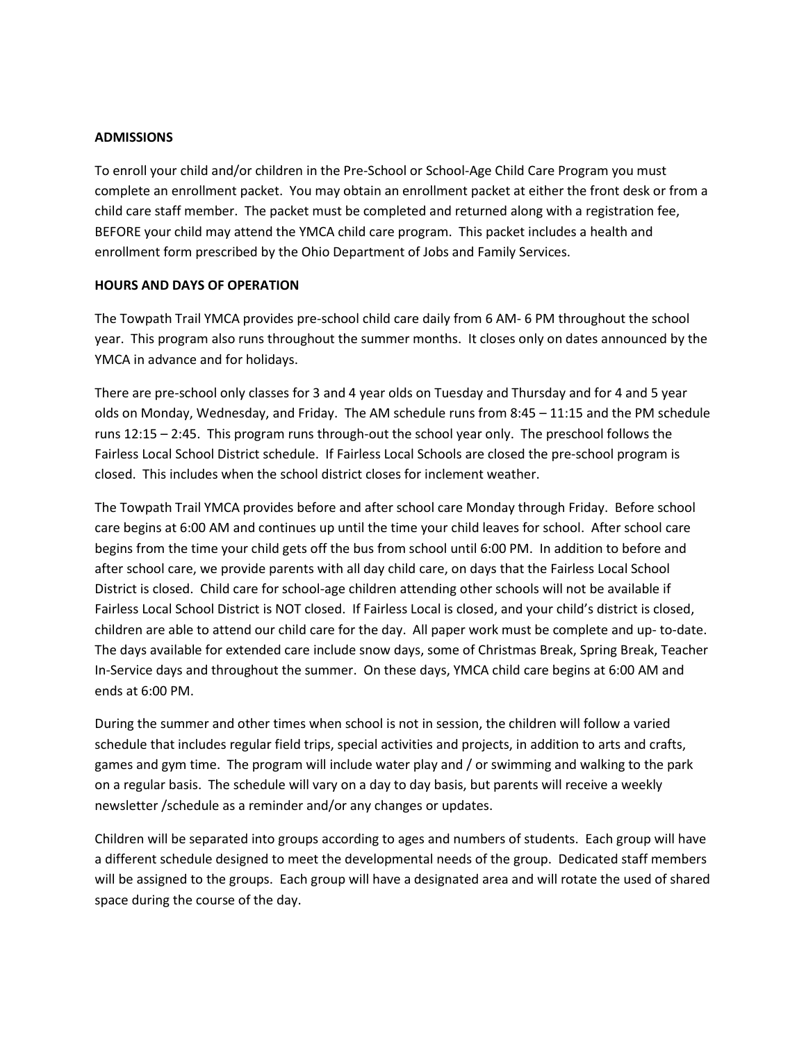**ADMISSIONS**

To enroll your child and/or children in the Pre-School or School-Age Child Care Program you must complete an enrollment packet. You may obtain an enrollment packet at either the front desk or from a child care staff member. The packet must be completed and returned along with a registration fee, BEFORE your child may attend the YMCA child care program. This packet includes a health and enrollment form prescribed by the Ohio Department of Jobs and Family Services.

**HOURS AND DAYS OF OPERATION**

The Towpath Trail YMCA provides pre-school child care daily from 6 AM- 6 PM throughout the school year. This program also runs throughout the summer months. It closes only on dates announced by the YMCA in advance and for holidays.

There are pre-school only classes for 3 and 4 year olds on Tuesday and Thursday and for 4 and 5 year olds on Monday, Wednesday, and Friday. The AM schedule runs from 8:45 – 11:15 and the PM schedule runs 12:15 – 2:45. This program runs through-out the school year only. The preschool follows the Fairless Local School District schedule. If Fairless Local Schools are closed the pre-school program is closed. This includes when the school district closes for inclement weather.

The Towpath Trail YMCA provides before and after school care Monday through Friday. Before school care begins at 6:00 AM and continues up until the time your child leaves for school. After school care begins from the time your child gets off the bus from school until 6:00 PM. In addition to before and after school care, we provide parents with all day child care, on days that the Fairless Local School District is closed. Child care for school-age children attending other schools will not be available if Fairless Local School District is NOT closed. If Fairless Local is closed, and your child's district is closed, children are able to attend our child care for the day. All paper work must be complete and up- to-date. The days available for extended care include snow days, some of Christmas Break, Spring Break, Teacher In-Service days and throughout the summer. On these days, YMCA child care begins at 6:00 AM and ends at 6:00 PM.

During the summer and other times when school is not in session, the children will follow a varied schedule that includes regular field trips, special activities and projects, in addition to arts and crafts, games and gym time. The program will include water play and / or swimming and walking to the park on a regular basis. The schedule will vary on a day to day basis, but parents will receive a weekly newsletter /schedule as a reminder and/or any changes or updates.

Children will be separated into groups according to ages and numbers of students. Each group will have a different schedule designed to meet the developmental needs of the group. Dedicated staff members will be assigned to the groups. Each group will have a designated area and will rotate the used of shared space during the course of the day.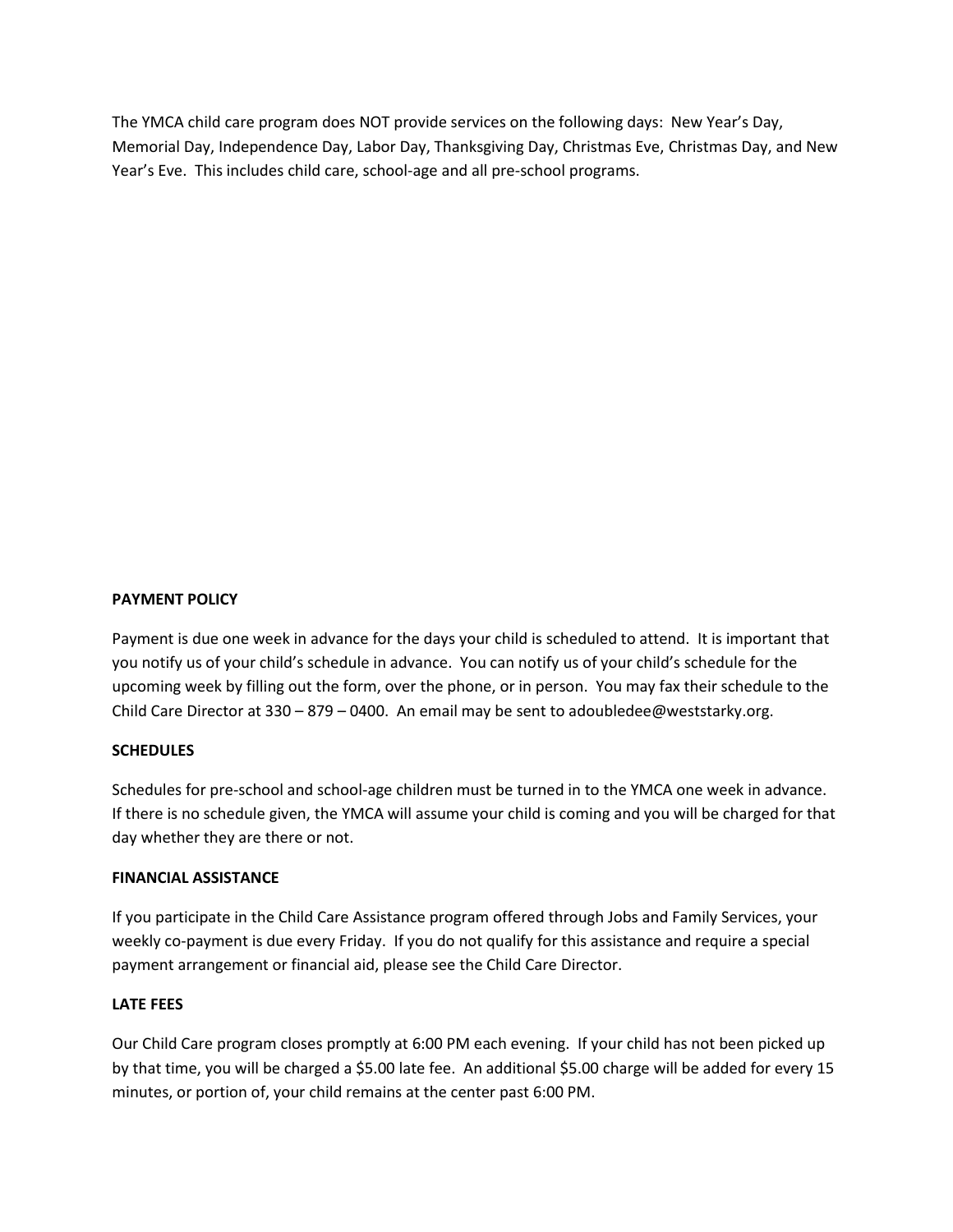The YMCA child care program does NOT provide services on the following days: New Year's Day, Memorial Day, Independence Day, Labor Day, Thanksgiving Day, Christmas Eve, Christmas Day, and New Year's Eve. This includes child care, school-age and all pre-school programs.

**PAYMENT POLICY**

Payment is due one week in advance for the days your child is scheduled to attend. It is important that you notify us of your child's schedule in advance. You can notify us of your child's schedule for the upcoming week by filling out the form, over the phone, or in person. You may fax their schedule to the Child Care Director at 330 – 879 – 0400. An email may be sent to adoubledee@weststarky.org.

**SCHEDULES**

Schedules for pre-school and school-age children must be turned in to the YMCA one week in advance. If there is no schedule given, the YMCA will assume your child is coming and you will be charged for that day whether they are there or not.

**FINANCIAL ASSISTANCE**

If you participate in the Child Care Assistance program offered through Jobs and Family Services, your weekly co-payment is due every Friday. If you do not qualify for this assistance and require a special payment arrangement or financial aid, please see the Child Care Director.

**LATE FEES**

Our Child Care program closes promptly at 6:00 PM each evening. If your child has not been picked up by that time, you will be charged a $5.00 late fee. An additional $5.00 charge will be added for every 15 minutes, or portion of, your child remains at the center past 6:00 PM.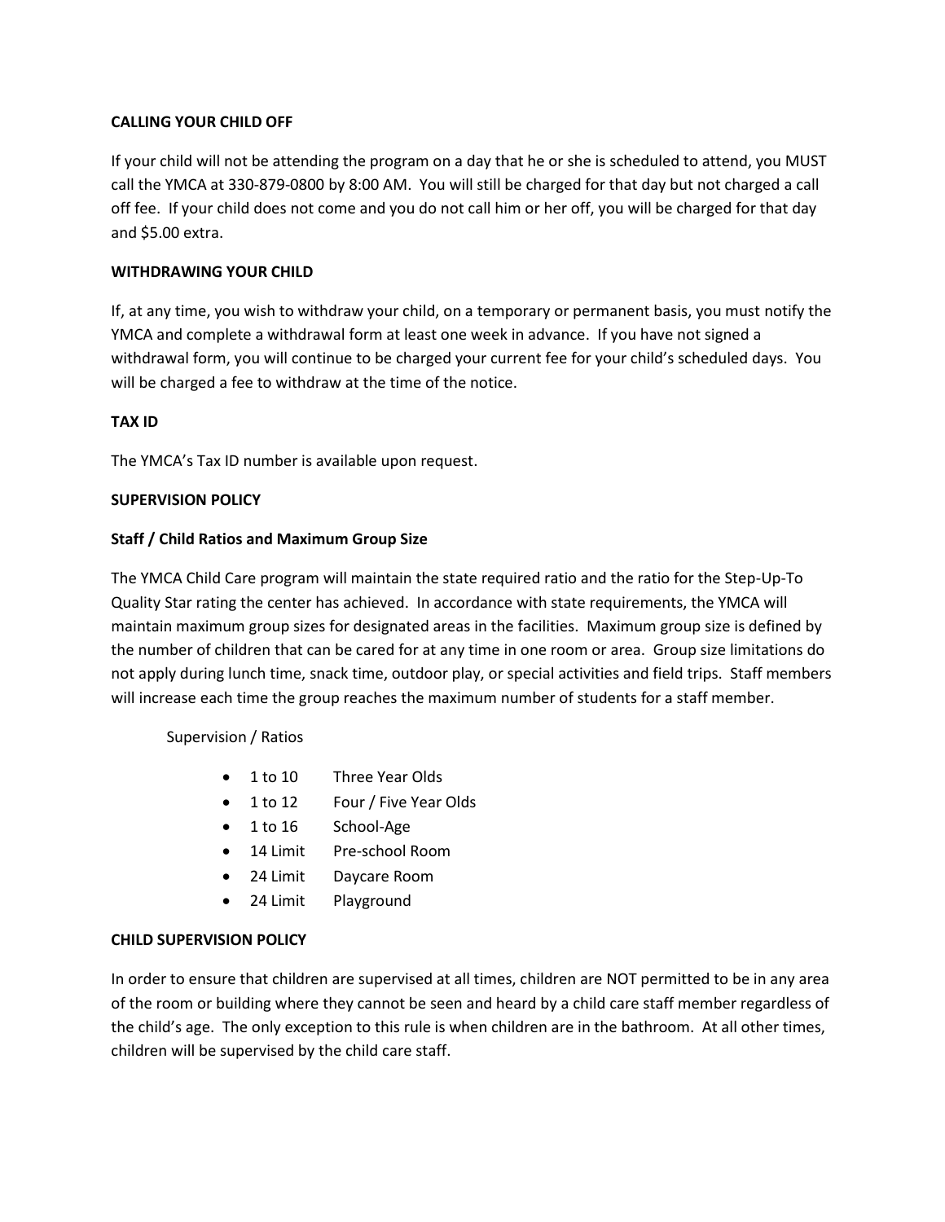**CALLING YOUR CHILD OFF**

If your child will not be attending the program on a day that he or she is scheduled to attend, you MUST call the YMCA at 330-879-0800 by 8:00 AM. You will still be charged for that day but not charged a call off fee. If your child does not come and you do not call him or her off, you will be charged for that day and $5.00 extra.

**WITHDRAWING YOUR CHILD**

If, at any time, you wish to withdraw your child, on a temporary or permanent basis, you must notify the YMCA and complete a withdrawal form at least one week in advance. If you have not signed a withdrawal form, you will continue to be charged your current fee for your child's scheduled days. You will be charged a fee to withdraw at the time of the notice.

**TAX ID**

The YMCA's Tax ID number is available upon request.

**SUPERVISION POLICY**

**Staff / Child Ratios and Maximum Group Size**

The YMCA Child Care program will maintain the state required ratio and the ratio for the Step-Up-To Quality Star rating the center has achieved. In accordance with state requirements, the YMCA will maintain maximum group sizes for designated areas in the facilities. Maximum group size is defined by the number of children that can be cared for at any time in one room or area. Group size limitations do not apply during lunch time, snack time, outdoor play, or special activities and field trips. Staff members will increase each time the group reaches the maximum number of students for a staff member.

Supervision / Ratios

- 1 to 10 Three Year Olds
- 1 to 12 Four / Five Year Olds
- 1 to 16 School-Age
- 14 Limit Pre-school Room
- 24 Limit Daycare Room
- 24 Limit Playground

**CHILD SUPERVISION POLICY**

In order to ensure that children are supervised at all times, children are NOT permitted to be in any area of the room or building where they cannot be seen and heard by a child care staff member regardless of the child's age. The only exception to this rule is when children are in the bathroom. At all other times, children will be supervised by the child care staff.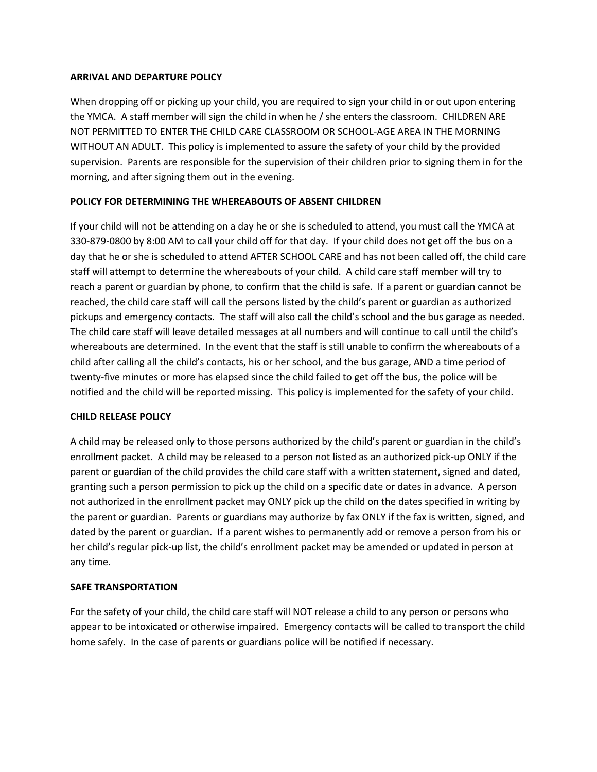**ARRIVAL AND DEPARTURE POLICY**

When dropping off or picking up your child, you are required to sign your child in or out upon entering the YMCA. A staff member will sign the child in when he / she enters the classroom. CHILDREN ARE NOT PERMITTED TO ENTER THE CHILD CARE CLASSROOM OR SCHOOL-AGE AREA IN THE MORNING WITHOUT AN ADULT. This policy is implemented to assure the safety of your child by the provided supervision. Parents are responsible for the supervision of their children prior to signing them in for the morning, and after signing them out in the evening.

**POLICY FOR DETERMINING THE WHEREABOUTS OF ABSENT CHILDREN**

If your child will not be attending on a day he or she is scheduled to attend, you must call the YMCA at 330-879-0800 by 8:00 AM to call your child off for that day. If your child does not get off the bus on a day that he or she is scheduled to attend AFTER SCHOOL CARE and has not been called off, the child care staff will attempt to determine the whereabouts of your child. A child care staff member will try to reach a parent or guardian by phone, to confirm that the child is safe. If a parent or guardian cannot be reached, the child care staff will call the persons listed by the child's parent or guardian as authorized pickups and emergency contacts. The staff will also call the child's school and the bus garage as needed. The child care staff will leave detailed messages at all numbers and will continue to call until the child's whereabouts are determined. In the event that the staff is still unable to confirm the whereabouts of a child after calling all the child's contacts, his or her school, and the bus garage, AND a time period of twenty-five minutes or more has elapsed since the child failed to get off the bus, the police will be notified and the child will be reported missing. This policy is implemented for the safety of your child.

**CHILD RELEASE POLICY**

A child may be released only to those persons authorized by the child's parent or guardian in the child's enrollment packet. A child may be released to a person not listed as an authorized pick-up ONLY if the parent or guardian of the child provides the child care staff with a written statement, signed and dated, granting such a person permission to pick up the child on a specific date or dates in advance. A person not authorized in the enrollment packet may ONLY pick up the child on the dates specified in writing by the parent or guardian. Parents or guardians may authorize by fax ONLY if the fax is written, signed, and dated by the parent or guardian. If a parent wishes to permanently add or remove a person from his or her child's regular pick-up list, the child's enrollment packet may be amended or updated in person at any time.

**SAFE TRANSPORTATION**

For the safety of your child, the child care staff will NOT release a child to any person or persons who appear to be intoxicated or otherwise impaired. Emergency contacts will be called to transport the child home safely. In the case of parents or guardians police will be notified if necessary.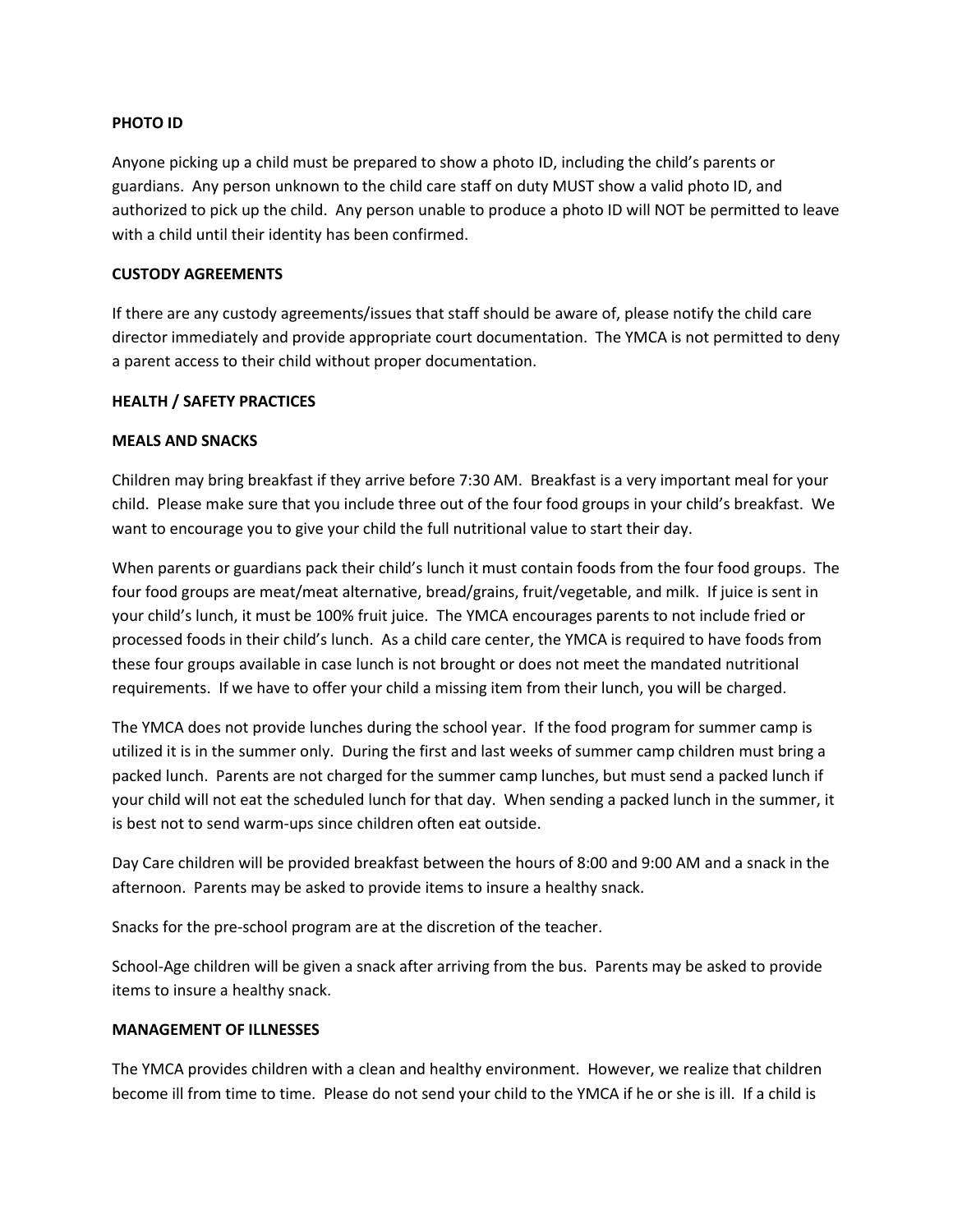**PHOTO ID**

Anyone picking up a child must be prepared to show a photo ID, including the child's parents or guardians. Any person unknown to the child care staff on duty MUST show a valid photo ID, and authorized to pick up the child. Any person unable to produce a photo ID will NOT be permitted to leave with a child until their identity has been confirmed.

**CUSTODY AGREEMENTS**

If there are any custody agreements/issues that staff should be aware of, please notify the child care director immediately and provide appropriate court documentation. The YMCA is not permitted to deny a parent access to their child without proper documentation.

**HEALTH / SAFETY PRACTICES**

**MEALS AND SNACKS**

Children may bring breakfast if they arrive before 7:30 AM. Breakfast is a very important meal for your child. Please make sure that you include three out of the four food groups in your child's breakfast. We want to encourage you to give your child the full nutritional value to start their day.

When parents or guardians pack their child's lunch it must contain foods from the four food groups. The four food groups are meat/meat alternative, bread/grains, fruit/vegetable, and milk. If juice is sent in your child's lunch, it must be 100% fruit juice. The YMCA encourages parents to not include fried or processed foods in their child's lunch. As a child care center, the YMCA is required to have foods from these four groups available in case lunch is not brought or does not meet the mandated nutritional requirements. If we have to offer your child a missing item from their lunch, you will be charged.

The YMCA does not provide lunches during the school year. If the food program for summer camp is utilized it is in the summer only. During the first and last weeks of summer camp children must bring a packed lunch. Parents are not charged for the summer camp lunches, but must send a packed lunch if your child will not eat the scheduled lunch for that day. When sending a packed lunch in the summer, it is best not to send warm-ups since children often eat outside.

Day Care children will be provided breakfast between the hours of 8:00 and 9:00 AM and a snack in the afternoon. Parents may be asked to provide items to insure a healthy snack.

Snacks for the pre-school program are at the discretion of the teacher.

School-Age children will be given a snack after arriving from the bus. Parents may be asked to provide items to insure a healthy snack.

**MANAGEMENT OF ILLNESSES**

The YMCA provides children with a clean and healthy environment. However, we realize that children become ill from time to time. Please do not send your child to the YMCA if he or she is ill. If a child is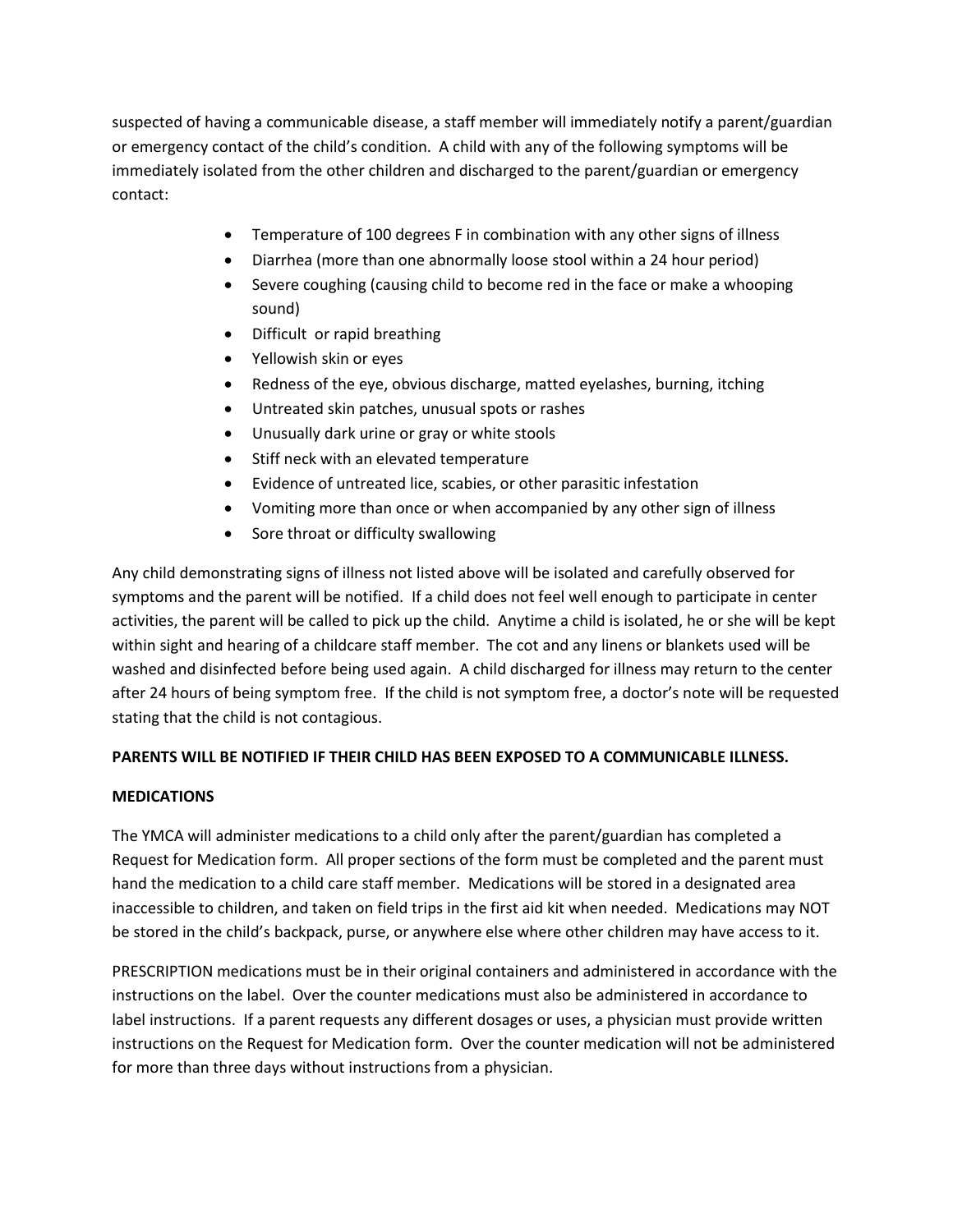suspected of having a communicable disease, a staff member will immediately notify a parent/guardian or emergency contact of the child's condition. A child with any of the following symptoms will be immediately isolated from the other children and discharged to the parent/guardian or emergency contact:

- Temperature of 100 degrees F in combination with any other signs of illness
- Diarrhea (more than one abnormally loose stool within a 24 hour period)
- Severe coughing (causing child to become red in the face or make a whooping sound)
- Difficult or rapid breathing
- Yellowish skin or eyes
- Redness of the eye, obvious discharge, matted eyelashes, burning, itching
- Untreated skin patches, unusual spots or rashes
- Unusually dark urine or gray or white stools
- Stiff neck with an elevated temperature
- Evidence of untreated lice, scabies, or other parasitic infestation
- Vomiting more than once or when accompanied by any other sign of illness
- Sore throat or difficulty swallowing

Any child demonstrating signs of illness not listed above will be isolated and carefully observed for symptoms and the parent will be notified. If a child does not feel well enough to participate in center activities, the parent will be called to pick up the child. Anytime a child is isolated, he or she will be kept within sight and hearing of a childcare staff member. The cot and any linens or blankets used will be washed and disinfected before being used again. A child discharged for illness may return to the center after 24 hours of being symptom free. If the child is not symptom free, a doctor's note will be requested stating that the child is not contagious.

**PARENTS WILL BE NOTIFIED IF THEIR CHILD HAS BEEN EXPOSED TO A COMMUNICABLE ILLNESS.**

**MEDICATIONS**

The YMCA will administer medications to a child only after the parent/guardian has completed a Request for Medication form. All proper sections of the form must be completed and the parent must hand the medication to a child care staff member. Medications will be stored in a designated area inaccessible to children, and taken on field trips in the first aid kit when needed. Medications may NOT be stored in the child's backpack, purse, or anywhere else where other children may have access to it.

PRESCRIPTION medications must be in their original containers and administered in accordance with the instructions on the label. Over the counter medications must also be administered in accordance to label instructions. If a parent requests any different dosages or uses, a physician must provide written instructions on the Request for Medication form. Over the counter medication will not be administered for more than three days without instructions from a physician.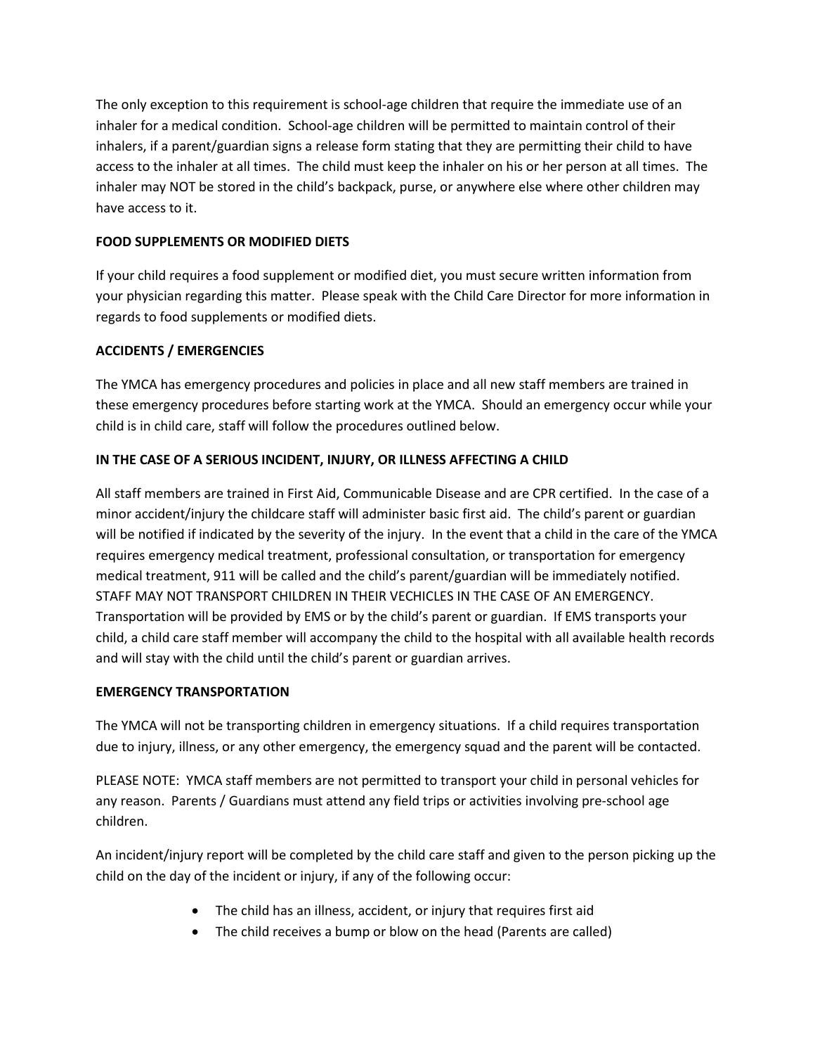The only exception to this requirement is school-age children that require the immediate use of an inhaler for a medical condition. School-age children will be permitted to maintain control of their inhalers, if a parent/guardian signs a release form stating that they are permitting their child to have access to the inhaler at all times. The child must keep the inhaler on his or her person at all times. The inhaler may NOT be stored in the child's backpack, purse, or anywhere else where other children may have access to it.

**FOOD SUPPLEMENTS OR MODIFIED DIETS**

If your child requires a food supplement or modified diet, you must secure written information from your physician regarding this matter. Please speak with the Child Care Director for more information in regards to food supplements or modified diets.

**ACCIDENTS / EMERGENCIES**

The YMCA has emergency procedures and policies in place and all new staff members are trained in these emergency procedures before starting work at the YMCA. Should an emergency occur while your child is in child care, staff will follow the procedures outlined below.

**IN THE CASE OF A SERIOUS INCIDENT, INJURY, OR ILLNESS AFFECTING A CHILD**

All staff members are trained in First Aid, Communicable Disease and are CPR certified. In the case of a minor accident/injury the childcare staff will administer basic first aid. The child's parent or guardian will be notified if indicated by the severity of the injury. In the event that a child in the care of the YMCA requires emergency medical treatment, professional consultation, or transportation for emergency medical treatment, 911 will be called and the child's parent/guardian will be immediately notified. STAFF MAY NOT TRANSPORT CHILDREN IN THEIR VECHICLES IN THE CASE OF AN EMERGENCY. Transportation will be provided by EMS or by the child's parent or guardian. If EMS transports your child, a child care staff member will accompany the child to the hospital with all available health records and will stay with the child until the child's parent or guardian arrives.

**EMERGENCY TRANSPORTATION**

The YMCA will not be transporting children in emergency situations. If a child requires transportation due to injury, illness, or any other emergency, the emergency squad and the parent will be contacted.

PLEASE NOTE: YMCA staff members are not permitted to transport your child in personal vehicles for any reason. Parents / Guardians must attend any field trips or activities involving pre-school age children.

An incident/injury report will be completed by the child care staff and given to the person picking up the child on the day of the incident or injury, if any of the following occur:

- The child has an illness, accident, or injury that requires first aid
- The child receives a bump or blow on the head (Parents are called)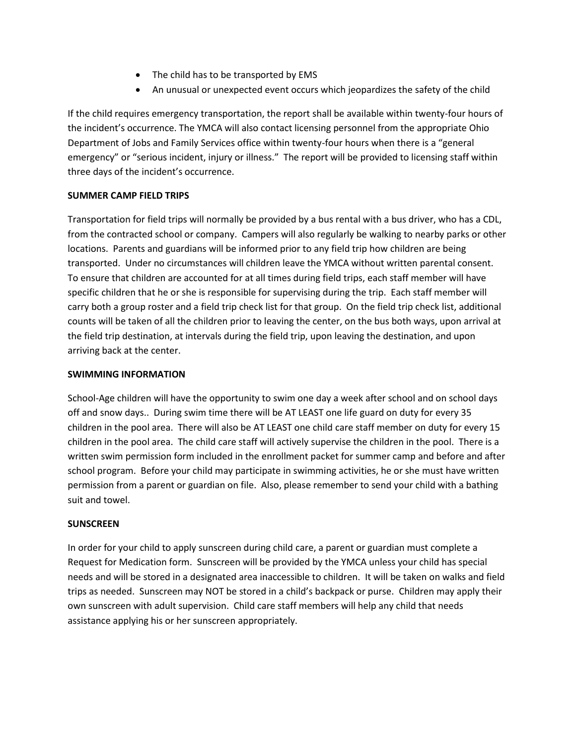- The child has to be transported by EMS
- An unusual or unexpected event occurs which jeopardizes the safety of the child

If the child requires emergency transportation, the report shall be available within twenty-four hours of the incident's occurrence. The YMCA will also contact licensing personnel from the appropriate Ohio Department of Jobs and Family Services office within twenty-four hours when there is a "general emergency" or "serious incident, injury or illness." The report will be provided to licensing staff within three days of the incident's occurrence.

**SUMMER CAMP FIELD TRIPS**

Transportation for field trips will normally be provided by a bus rental with a bus driver, who has a CDL, from the contracted school or company. Campers will also regularly be walking to nearby parks or other locations. Parents and guardians will be informed prior to any field trip how children are being transported. Under no circumstances will children leave the YMCA without written parental consent. To ensure that children are accounted for at all times during field trips, each staff member will have specific children that he or she is responsible for supervising during the trip. Each staff member will carry both a group roster and a field trip check list for that group. On the field trip check list, additional counts will be taken of all the children prior to leaving the center, on the bus both ways, upon arrival at the field trip destination, at intervals during the field trip, upon leaving the destination, and upon arriving back at the center.

**SWIMMING INFORMATION**

School-Age children will have the opportunity to swim one day a week after school and on school days off and snow days.. During swim time there will be AT LEAST one life guard on duty for every 35 children in the pool area. There will also be AT LEAST one child care staff member on duty for every 15 children in the pool area. The child care staff will actively supervise the children in the pool. There is a written swim permission form included in the enrollment packet for summer camp and before and after school program. Before your child may participate in swimming activities, he or she must have written permission from a parent or guardian on file. Also, please remember to send your child with a bathing suit and towel.

**SUNSCREEN**

In order for your child to apply sunscreen during child care, a parent or guardian must complete a Request for Medication form. Sunscreen will be provided by the YMCA unless your child has special needs and will be stored in a designated area inaccessible to children. It will be taken on walks and field trips as needed. Sunscreen may NOT be stored in a child's backpack or purse. Children may apply their own sunscreen with adult supervision. Child care staff members will help any child that needs assistance applying his or her sunscreen appropriately.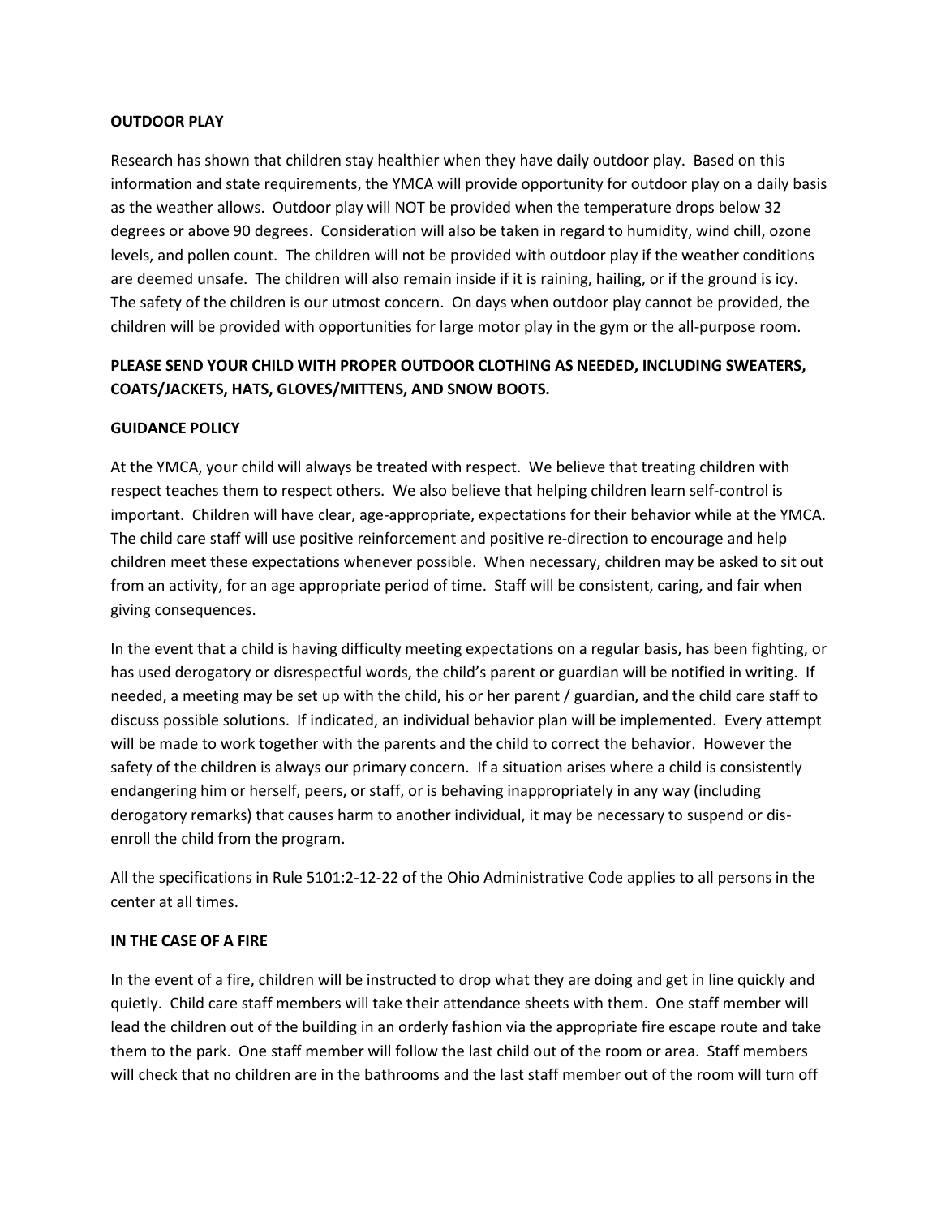**OUTDOOR PLAY**

Research has shown that children stay healthier when they have daily outdoor play. Based on this information and state requirements, the YMCA will provide opportunity for outdoor play on a daily basis as the weather allows. Outdoor play will NOT be provided when the temperature drops below 32 degrees or above 90 degrees. Consideration will also be taken in regard to humidity, wind chill, ozone levels, and pollen count. The children will not be provided with outdoor play if the weather conditions are deemed unsafe. The children will also remain inside if it is raining, hailing, or if the ground is icy. The safety of the children is our utmost concern. On days when outdoor play cannot be provided, the children will be provided with opportunities for large motor play in the gym or the all-purpose room.

**PLEASE SEND YOUR CHILD WITH PROPER OUTDOOR CLOTHING AS NEEDED, INCLUDING SWEATERS, COATS/JACKETS, HATS, GLOVES/MITTENS, AND SNOW BOOTS.**

**GUIDANCE POLICY**

At the YMCA, your child will always be treated with respect. We believe that treating children with respect teaches them to respect others. We also believe that helping children learn self-control is important. Children will have clear, age-appropriate, expectations for their behavior while at the YMCA. The child care staff will use positive reinforcement and positive re-direction to encourage and help children meet these expectations whenever possible. When necessary, children may be asked to sit out from an activity, for an age appropriate period of time. Staff will be consistent, caring, and fair when giving consequences.

In the event that a child is having difficulty meeting expectations on a regular basis, has been fighting, or has used derogatory or disrespectful words, the child's parent or guardian will be notified in writing. If needed, a meeting may be set up with the child, his or her parent / guardian, and the child care staff to discuss possible solutions. If indicated, an individual behavior plan will be implemented. Every attempt will be made to work together with the parents and the child to correct the behavior. However the safety of the children is always our primary concern. If a situation arises where a child is consistently endangering him or herself, peers, or staff, or is behaving inappropriately in any way (including derogatory remarks) that causes harm to another individual, it may be necessary to suspend or dis-enroll the child from the program.

All the specifications in Rule 5101:2-12-22 of the Ohio Administrative Code applies to all persons in the center at all times.

**IN THE CASE OF A FIRE**

In the event of a fire, children will be instructed to drop what they are doing and get in line quickly and quietly. Child care staff members will take their attendance sheets with them. One staff member will lead the children out of the building in an orderly fashion via the appropriate fire escape route and take them to the park. One staff member will follow the last child out of the room or area. Staff members will check that no children are in the bathrooms and the last staff member out of the room will turn off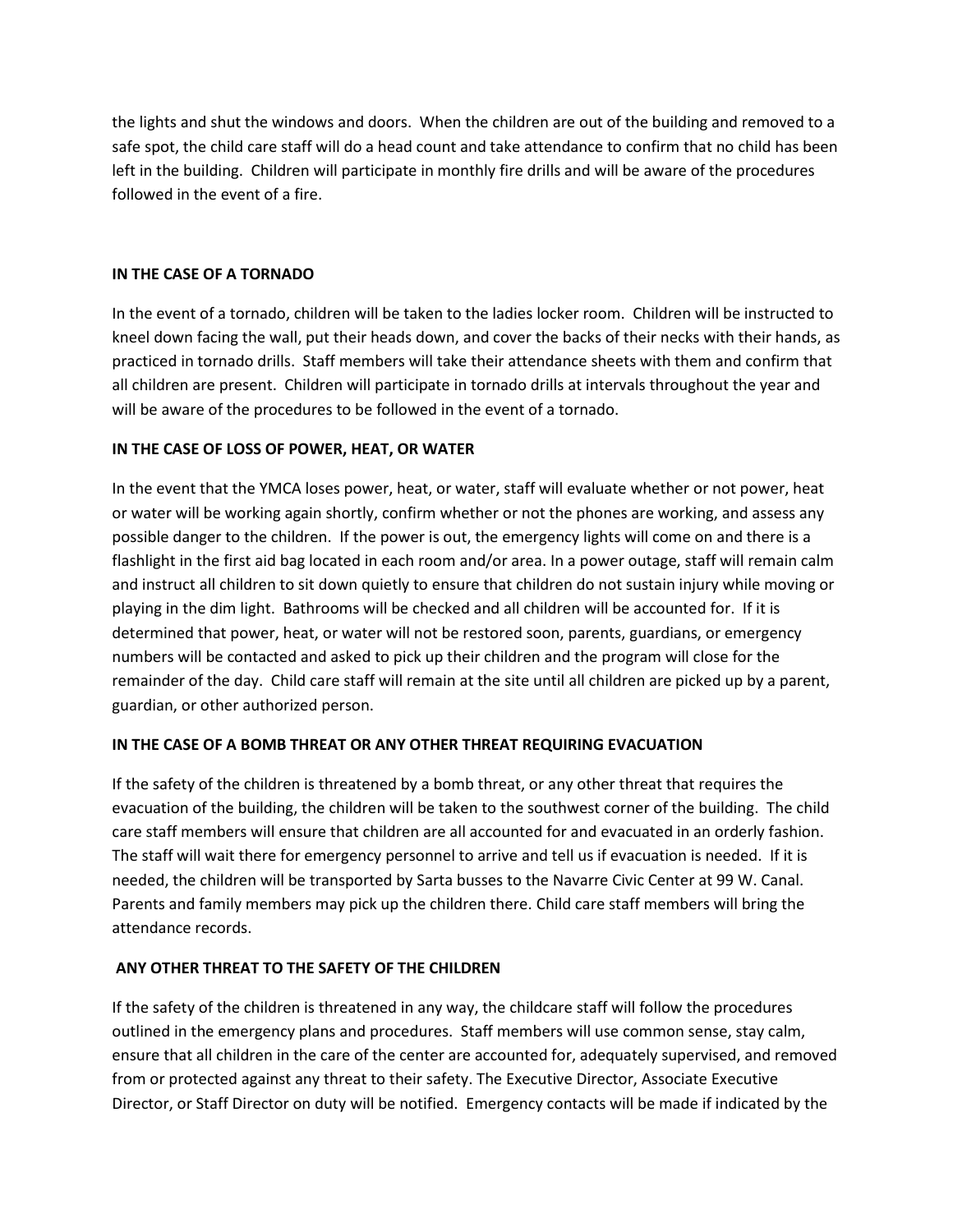the lights and shut the windows and doors. When the children are out of the building and removed to a safe spot, the child care staff will do a head count and take attendance to confirm that no child has been left in the building. Children will participate in monthly fire drills and will be aware of the procedures followed in the event of a fire.

**IN THE CASE OF A TORNADO**

In the event of a tornado, children will be taken to the ladies locker room. Children will be instructed to kneel down facing the wall, put their heads down, and cover the backs of their necks with their hands, as practiced in tornado drills. Staff members will take their attendance sheets with them and confirm that all children are present. Children will participate in tornado drills at intervals throughout the year and will be aware of the procedures to be followed in the event of a tornado.

**IN THE CASE OF LOSS OF POWER, HEAT, OR WATER**

In the event that the YMCA loses power, heat, or water, staff will evaluate whether or not power, heat or water will be working again shortly, confirm whether or not the phones are working, and assess any possible danger to the children. If the power is out, the emergency lights will come on and there is a flashlight in the first aid bag located in each room and/or area. In a power outage, staff will remain calm and instruct all children to sit down quietly to ensure that children do not sustain injury while moving or playing in the dim light. Bathrooms will be checked and all children will be accounted for. If it is determined that power, heat, or water will not be restored soon, parents, guardians, or emergency numbers will be contacted and asked to pick up their children and the program will close for the remainder of the day. Child care staff will remain at the site until all children are picked up by a parent, guardian, or other authorized person.

**IN THE CASE OF A BOMB THREAT OR ANY OTHER THREAT REQUIRING EVACUATION**

If the safety of the children is threatened by a bomb threat, or any other threat that requires the evacuation of the building, the children will be taken to the southwest corner of the building. The child care staff members will ensure that children are all accounted for and evacuated in an orderly fashion. The staff will wait there for emergency personnel to arrive and tell us if evacuation is needed. If it is needed, the children will be transported by Sarta busses to the Navarre Civic Center at 99 W. Canal. Parents and family members may pick up the children there. Child care staff members will bring the attendance records.

**ANY OTHER THREAT TO THE SAFETY OF THE CHILDREN**

If the safety of the children is threatened in any way, the childcare staff will follow the procedures outlined in the emergency plans and procedures. Staff members will use common sense, stay calm, ensure that all children in the care of the center are accounted for, adequately supervised, and removed from or protected against any threat to their safety. The Executive Director, Associate Executive Director, or Staff Director on duty will be notified. Emergency contacts will be made if indicated by the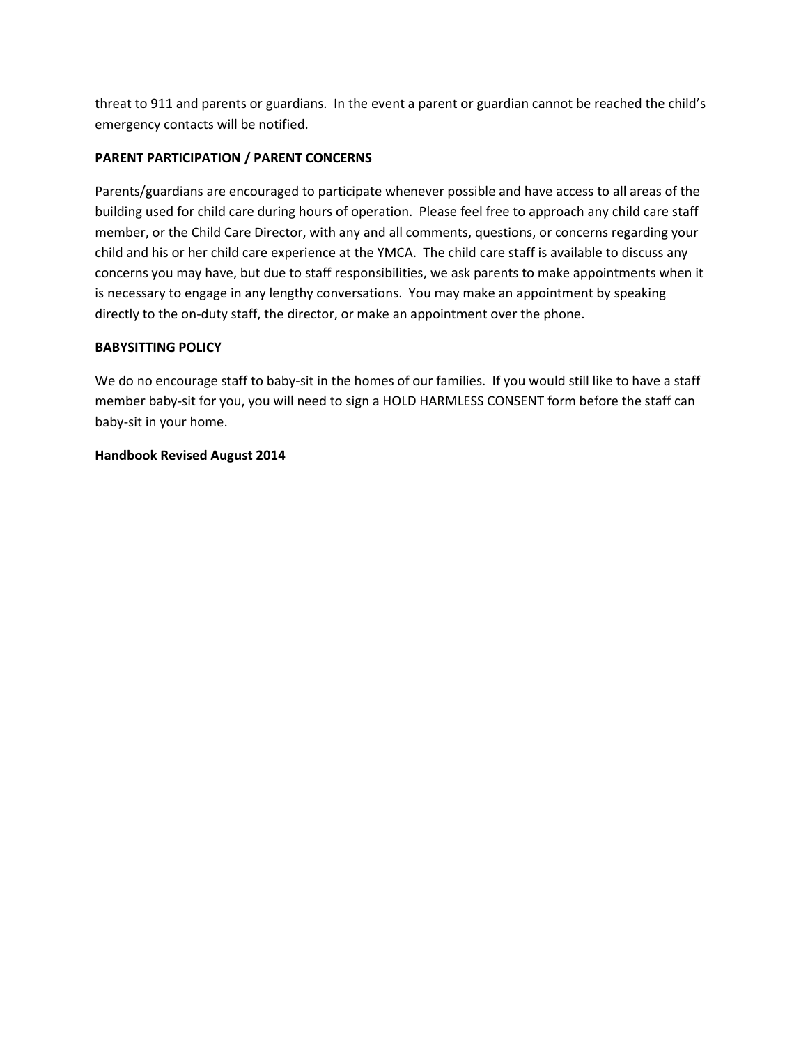threat to 911 and parents or guardians. In the event a parent or guardian cannot be reached the child's emergency contacts will be notified.

**PARENT PARTICIPATION / PARENT CONCERNS**

Parents/guardians are encouraged to participate whenever possible and have access to all areas of the building used for child care during hours of operation. Please feel free to approach any child care staff member, or the Child Care Director, with any and all comments, questions, or concerns regarding your child and his or her child care experience at the YMCA. The child care staff is available to discuss any concerns you may have, but due to staff responsibilities, we ask parents to make appointments when it is necessary to engage in any lengthy conversations. You may make an appointment by speaking directly to the on-duty staff, the director, or make an appointment over the phone.

**BABYSITTING POLICY**

We do no encourage staff to baby-sit in the homes of our families. If you would still like to have a staff member baby-sit for you, you will need to sign a HOLD HARMLESS CONSENT form before the staff can baby-sit in your home.

**Handbook Revised August 2014**